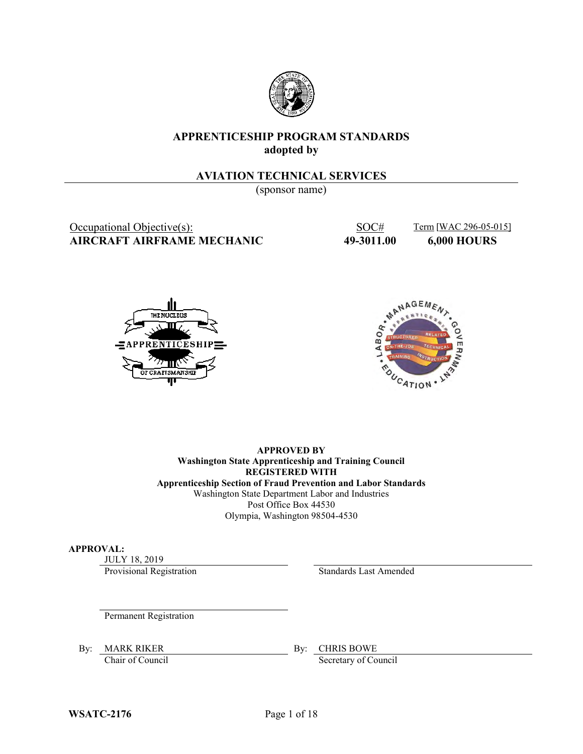# APPRENTICESHIP PROGRAM STANDARDS
**adopted by**

## AVIATION TECHNICAL SERVICES
(sponsor name)

| Occupational Objective(s): | SOC# | Term [WAC 296-05-015] |
|---|---|---|
| **AIRCRAFT AIRFRAME MECHANIC** | **49-3011.00** | **6,000 HOURS** |

**APPROVED BY**
**Washington State Apprenticeship and Training Council**
**REGISTERED WITH**
**Apprenticeship Section of Fraud Prevention and Labor Standards**
Washington State Department Labor and Industries
Post Office Box 44530
Olympia, Washington 98504-4530

**APPROVAL:**

JULY 18, 2019
Provisional Registration

Standards Last Amended

Permanent Registration

By: MARK RIKER
Chair of Council

By: CHRIS BOWE
Secretary of Council

**WSATC-2176**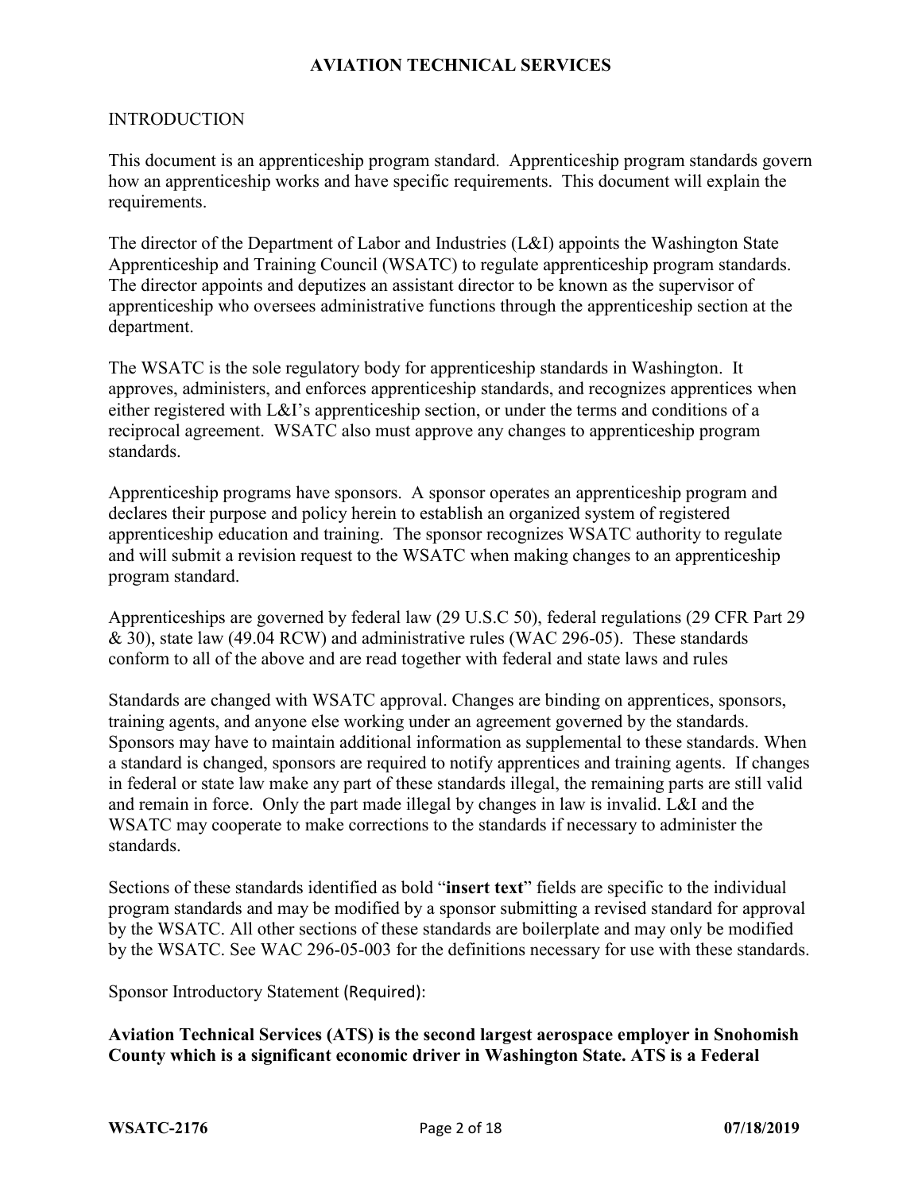# AVIATION TECHNICAL SERVICES

## INTRODUCTION

This document is an apprenticeship program standard. Apprenticeship program standards govern how an apprenticeship works and have specific requirements. This document will explain the requirements.

The director of the Department of Labor and Industries (L&I) appoints the Washington State Apprenticeship and Training Council (WSATC) to regulate apprenticeship program standards. The director appoints and deputizes an assistant director to be known as the supervisor of apprenticeship who oversees administrative functions through the apprenticeship section at the department.

The WSATC is the sole regulatory body for apprenticeship standards in Washington. It approves, administers, and enforces apprenticeship standards, and recognizes apprentices when either registered with L&I's apprenticeship section, or under the terms and conditions of a reciprocal agreement. WSATC also must approve any changes to apprenticeship program standards.

Apprenticeship programs have sponsors. A sponsor operates an apprenticeship program and declares their purpose and policy herein to establish an organized system of registered apprenticeship education and training. The sponsor recognizes WSATC authority to regulate and will submit a revision request to the WSATC when making changes to an apprenticeship program standard.

Apprenticeships are governed by federal law (29 U.S.C 50), federal regulations (29 CFR Part 29 & 30), state law (49.04 RCW) and administrative rules (WAC 296-05). These standards conform to all of the above and are read together with federal and state laws and rules

Standards are changed with WSATC approval. Changes are binding on apprentices, sponsors, training agents, and anyone else working under an agreement governed by the standards. Sponsors may have to maintain additional information as supplemental to these standards. When a standard is changed, sponsors are required to notify apprentices and training agents. If changes in federal or state law make any part of these standards illegal, the remaining parts are still valid and remain in force. Only the part made illegal by changes in law is invalid. L&I and the WSATC may cooperate to make corrections to the standards if necessary to administer the standards.

Sections of these standards identified as bold "**insert text**" fields are specific to the individual program standards and may be modified by a sponsor submitting a revised standard for approval by the WSATC. All other sections of these standards are boilerplate and may only be modified by the WSATC. See WAC 296-05-003 for the definitions necessary for use with these standards.

Sponsor Introductory Statement (Required):

**Aviation Technical Services (ATS) is the second largest aerospace employer in Snohomish County which is a significant economic driver in Washington State. ATS is a Federal**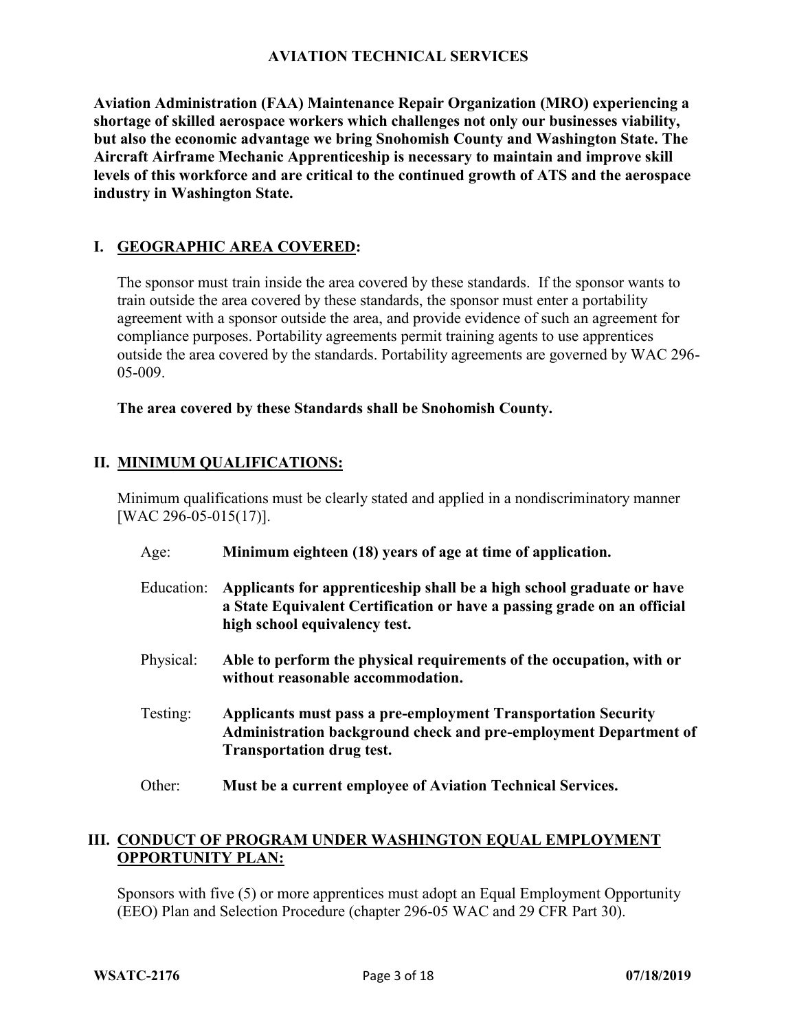**AVIATION TECHNICAL SERVICES**

**Aviation Administration (FAA) Maintenance Repair Organization (MRO) experiencing a shortage of skilled aerospace workers which challenges not only our businesses viability, but also the economic advantage we bring Snohomish County and Washington State. The Aircraft Airframe Mechanic Apprenticeship is necessary to maintain and improve skill levels of this workforce and are critical to the continued growth of ATS and the aerospace industry in Washington State.**

## I. GEOGRAPHIC AREA COVERED:

The sponsor must train inside the area covered by these standards. If the sponsor wants to train outside the area covered by these standards, the sponsor must enter a portability agreement with a sponsor outside the area, and provide evidence of such an agreement for compliance purposes. Portability agreements permit training agents to use apprentices outside the area covered by the standards. Portability agreements are governed by WAC 296-05-009.

**The area covered by these Standards shall be Snohomish County.**

## II. MINIMUM QUALIFICATIONS:

Minimum qualifications must be clearly stated and applied in a nondiscriminatory manner [WAC 296-05-015(17)].

Age: **Minimum eighteen (18) years of age at time of application.**

Education: **Applicants for apprenticeship shall be a high school graduate or have a State Equivalent Certification or have a passing grade on an official high school equivalency test.**

Physical: **Able to perform the physical requirements of the occupation, with or without reasonable accommodation.**

Testing: **Applicants must pass a pre-employment Transportation Security Administration background check and pre-employment Department of Transportation drug test.**

Other: **Must be a current employee of Aviation Technical Services.**

## III. CONDUCT OF PROGRAM UNDER WASHINGTON EQUAL EMPLOYMENT OPPORTUNITY PLAN:

Sponsors with five (5) or more apprentices must adopt an Equal Employment Opportunity (EEO) Plan and Selection Procedure (chapter 296-05 WAC and 29 CFR Part 30).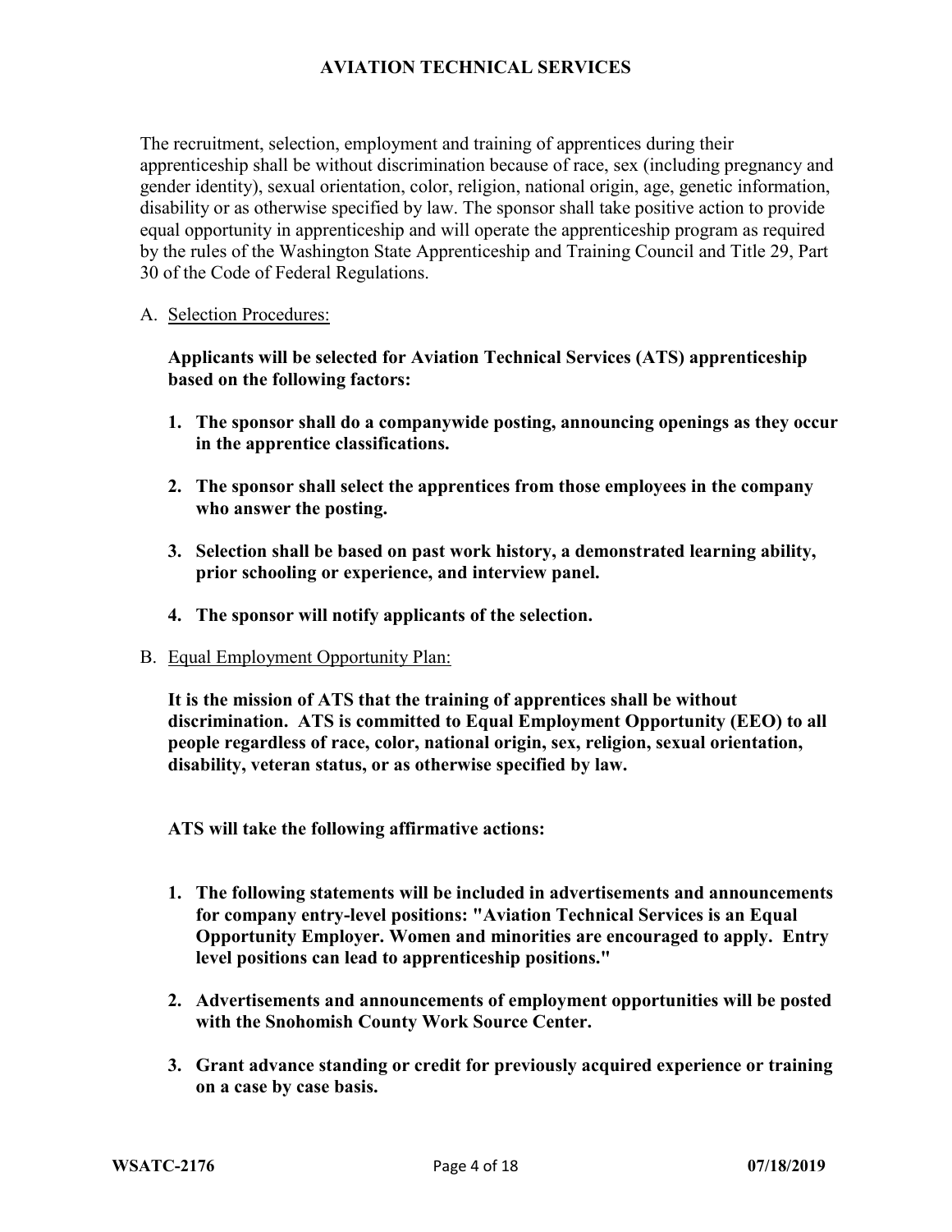The recruitment, selection, employment and training of apprentices during their apprenticeship shall be without discrimination because of race, sex (including pregnancy and gender identity), sexual orientation, color, religion, national origin, age, genetic information, disability or as otherwise specified by law. The sponsor shall take positive action to provide equal opportunity in apprenticeship and will operate the apprenticeship program as required by the rules of the Washington State Apprenticeship and Training Council and Title 29, Part 30 of the Code of Federal Regulations.

A. Selection Procedures:

**Applicants will be selected for Aviation Technical Services (ATS) apprenticeship based on the following factors:**

1. **The sponsor shall do a companywide posting, announcing openings as they occur in the apprentice classifications.**

2. **The sponsor shall select the apprentices from those employees in the company who answer the posting.**

3. **Selection shall be based on past work history, a demonstrated learning ability, prior schooling or experience, and interview panel.**

4. **The sponsor will notify applicants of the selection.**

B. Equal Employment Opportunity Plan:

**It is the mission of ATS that the training of apprentices shall be without discrimination. ATS is committed to Equal Employment Opportunity (EEO) to all people regardless of race, color, national origin, sex, religion, sexual orientation, disability, veteran status, or as otherwise specified by law.**

**ATS will take the following affirmative actions:**

1. **The following statements will be included in advertisements and announcements for company entry-level positions: "Aviation Technical Services is an Equal Opportunity Employer. Women and minorities are encouraged to apply. Entry level positions can lead to apprenticeship positions."**

2. **Advertisements and announcements of employment opportunities will be posted with the Snohomish County Work Source Center.**

3. **Grant advance standing or credit for previously acquired experience or training on a case by case basis.**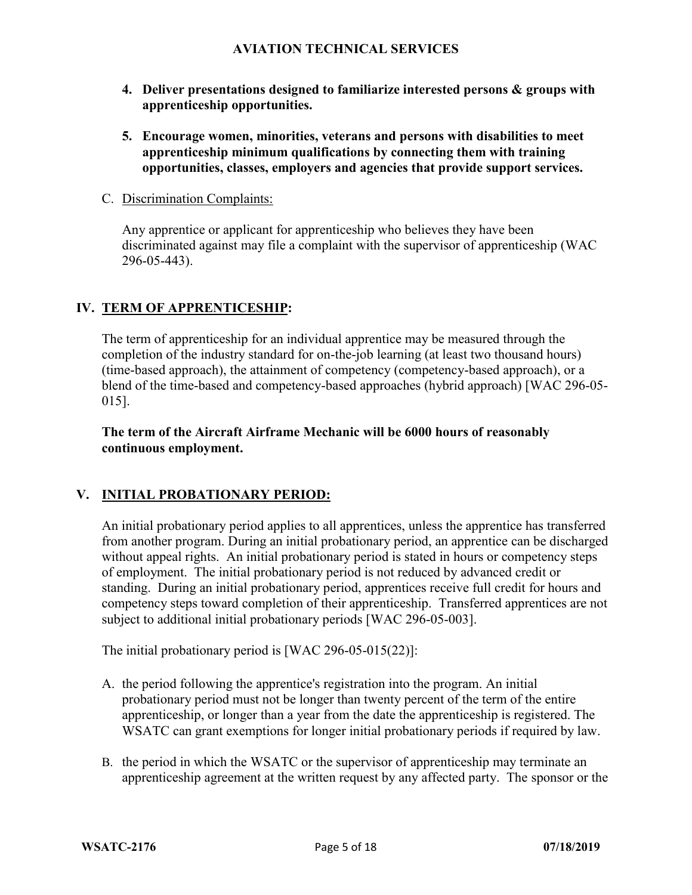4. **Deliver presentations designed to familiarize interested persons & groups with apprenticeship opportunities.**

5. **Encourage women, minorities, veterans and persons with disabilities to meet apprenticeship minimum qualifications by connecting them with training opportunities, classes, employers and agencies that provide support services.**

C. Discrimination Complaints:

Any apprentice or applicant for apprenticeship who believes they have been discriminated against may file a complaint with the supervisor of apprenticeship (WAC 296-05-443).

## IV. TERM OF APPRENTICESHIP:

The term of apprenticeship for an individual apprentice may be measured through the completion of the industry standard for on-the-job learning (at least two thousand hours) (time-based approach), the attainment of competency (competency-based approach), or a blend of the time-based and competency-based approaches (hybrid approach) [WAC 296-05-015].

**The term of the Aircraft Airframe Mechanic will be 6000 hours of reasonably continuous employment.**

## V. INITIAL PROBATIONARY PERIOD:

An initial probationary period applies to all apprentices, unless the apprentice has transferred from another program. During an initial probationary period, an apprentice can be discharged without appeal rights. An initial probationary period is stated in hours or competency steps of employment. The initial probationary period is not reduced by advanced credit or standing. During an initial probationary period, apprentices receive full credit for hours and competency steps toward completion of their apprenticeship. Transferred apprentices are not subject to additional initial probationary periods [WAC 296-05-003].

The initial probationary period is [WAC 296-05-015(22)]:

A. the period following the apprentice's registration into the program. An initial probationary period must not be longer than twenty percent of the term of the entire apprenticeship, or longer than a year from the date the apprenticeship is registered. The WSATC can grant exemptions for longer initial probationary periods if required by law.

B. the period in which the WSATC or the supervisor of apprenticeship may terminate an apprenticeship agreement at the written request by any affected party. The sponsor or the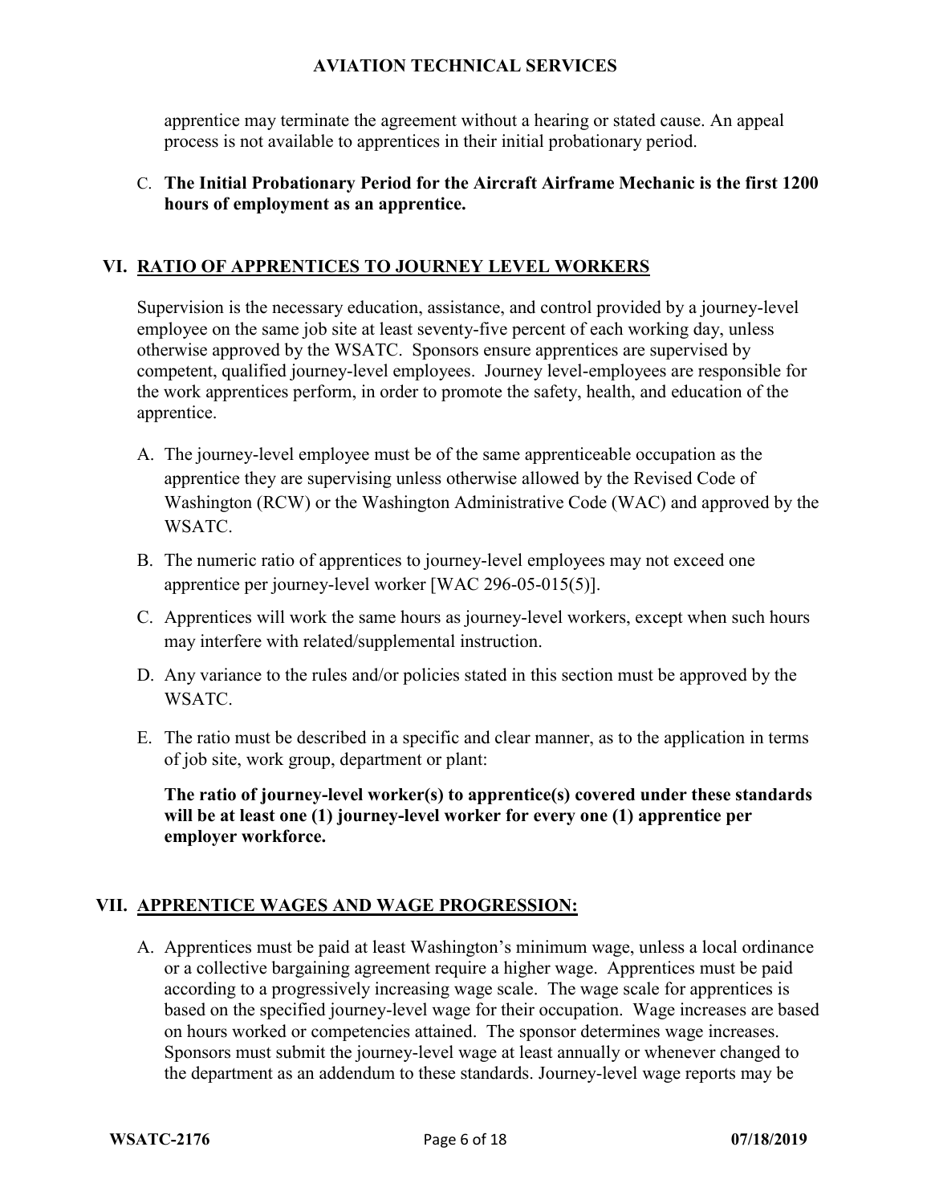apprentice may terminate the agreement without a hearing or stated cause. An appeal process is not available to apprentices in their initial probationary period.

C. **The Initial Probationary Period for the Aircraft Airframe Mechanic is the first 1200 hours of employment as an apprentice.**

## VI. RATIO OF APPRENTICES TO JOURNEY LEVEL WORKERS

Supervision is the necessary education, assistance, and control provided by a journey-level employee on the same job site at least seventy-five percent of each working day, unless otherwise approved by the WSATC. Sponsors ensure apprentices are supervised by competent, qualified journey-level employees. Journey level-employees are responsible for the work apprentices perform, in order to promote the safety, health, and education of the apprentice.

A. The journey-level employee must be of the same apprenticeable occupation as the apprentice they are supervising unless otherwise allowed by the Revised Code of Washington (RCW) or the Washington Administrative Code (WAC) and approved by the WSATC.

B. The numeric ratio of apprentices to journey-level employees may not exceed one apprentice per journey-level worker [WAC 296-05-015(5)].

C. Apprentices will work the same hours as journey-level workers, except when such hours may interfere with related/supplemental instruction.

D. Any variance to the rules and/or policies stated in this section must be approved by the WSATC.

E. The ratio must be described in a specific and clear manner, as to the application in terms of job site, work group, department or plant:

   **The ratio of journey-level worker(s) to apprentice(s) covered under these standards will be at least one (1) journey-level worker for every one (1) apprentice per employer workforce.**

## VII. APPRENTICE WAGES AND WAGE PROGRESSION:

A. Apprentices must be paid at least Washington's minimum wage, unless a local ordinance or a collective bargaining agreement require a higher wage. Apprentices must be paid according to a progressively increasing wage scale. The wage scale for apprentices is based on the specified journey-level wage for their occupation. Wage increases are based on hours worked or competencies attained. The sponsor determines wage increases. Sponsors must submit the journey-level wage at least annually or whenever changed to the department as an addendum to these standards. Journey-level wage reports may be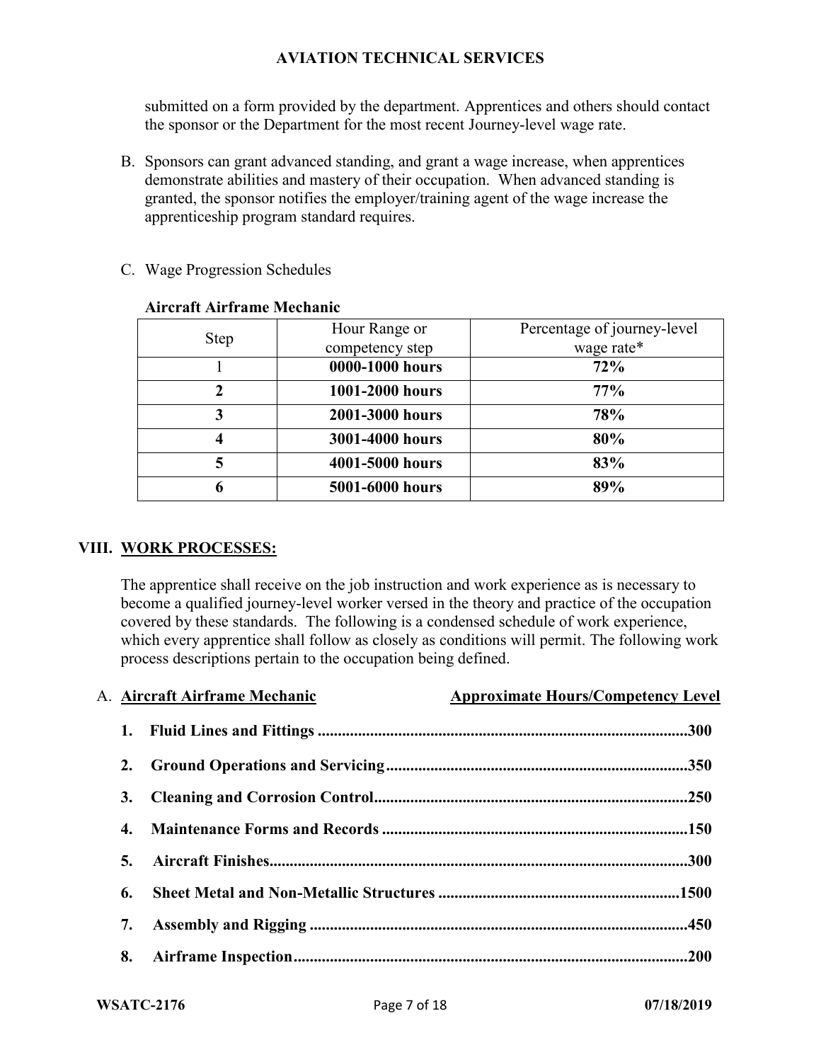submitted on a form provided by the department. Apprentices and others should contact the sponsor or the Department for the most recent Journey-level wage rate.

B. Sponsors can grant advanced standing, and grant a wage increase, when apprentices demonstrate abilities and mastery of their occupation. When advanced standing is granted, the sponsor notifies the employer/training agent of the wage increase the apprenticeship program standard requires.

C. Wage Progression Schedules

**Aircraft Airframe Mechanic**

| Step | Hour Range or competency step | Percentage of journey-level wage rate* |
|---|---|---|
| 1 | **0000-1000 hours** | **72%** |
| **2** | **1001-2000 hours** | **77%** |
| **3** | **2001-3000 hours** | **78%** |
| **4** | **3001-4000 hours** | **80%** |
| **5** | **4001-5000 hours** | **83%** |
| **6** | **5001-6000 hours** | **89%** |

## VIII. WORK PROCESSES:

The apprentice shall receive on the job instruction and work experience as is necessary to become a qualified journey-level worker versed in the theory and practice of the occupation covered by these standards. The following is a condensed schedule of work experience, which every apprentice shall follow as closely as conditions will permit. The following work process descriptions pertain to the occupation being defined.

A. **Aircraft Airframe Mechanic** — **Approximate Hours/Competency Level**

1. **Fluid Lines and Fittings ........................................................................................300**
2. **Ground Operations and Servicing.........................................................................350**
3. **Cleaning and Corrosion Control...........................................................................250**
4. **Maintenance Forms and Records .........................................................................150**
5. **Aircraft Finishes.......................................................................................................300**
6. **Sheet Metal and Non-Metallic Structures ..........................................................1500**
7. **Assembly and Rigging ............................................................................................450**
8. **Airframe Inspection................................................................................................200**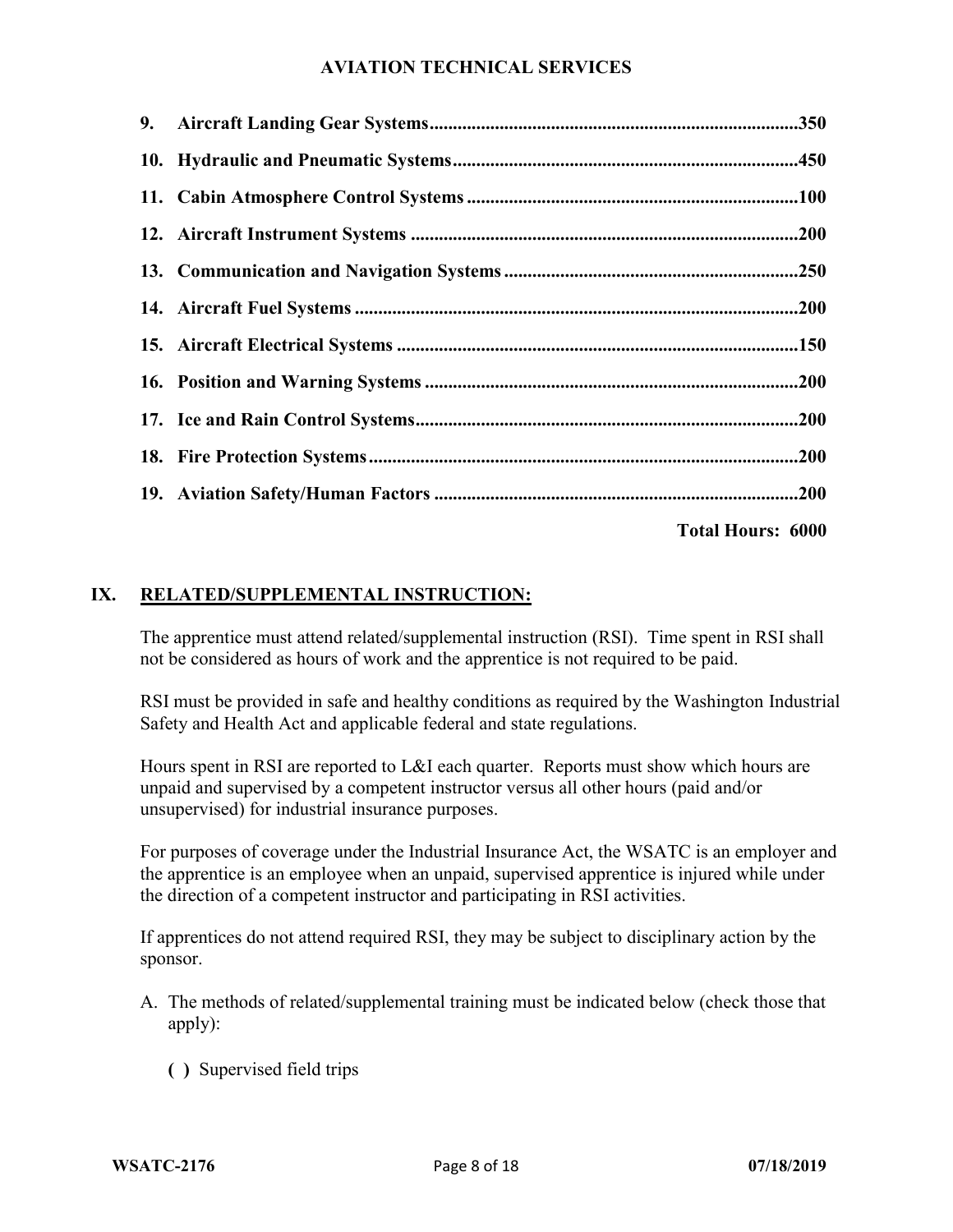9. **Aircraft Landing Gear Systems**..............................................................................350
10. **Hydraulic and Pneumatic Systems**.........................................................................450
11. **Cabin Atmosphere Control Systems**......................................................................100
12. **Aircraft Instrument Systems**..................................................................................200
13. **Communication and Navigation Systems**..............................................................250
14. **Aircraft Fuel Systems**.............................................................................................200
15. **Aircraft Electrical Systems**.....................................................................................150
16. **Position and Warning Systems**...............................................................................200
17. **Ice and Rain Control Systems**.................................................................................200
18. **Fire Protection Systems**...........................................................................................200
19. **Aviation Safety/Human Factors**.............................................................................200

**Total Hours: 6000**

## IX. RELATED/SUPPLEMENTAL INSTRUCTION:

The apprentice must attend related/supplemental instruction (RSI). Time spent in RSI shall not be considered as hours of work and the apprentice is not required to be paid.

RSI must be provided in safe and healthy conditions as required by the Washington Industrial Safety and Health Act and applicable federal and state regulations.

Hours spent in RSI are reported to L&I each quarter. Reports must show which hours are unpaid and supervised by a competent instructor versus all other hours (paid and/or unsupervised) for industrial insurance purposes.

For purposes of coverage under the Industrial Insurance Act, the WSATC is an employer and the apprentice is an employee when an unpaid, supervised apprentice is injured while under the direction of a competent instructor and participating in RSI activities.

If apprentices do not attend required RSI, they may be subject to disciplinary action by the sponsor.

A. The methods of related/supplemental training must be indicated below (check those that apply):

   **( )** Supervised field trips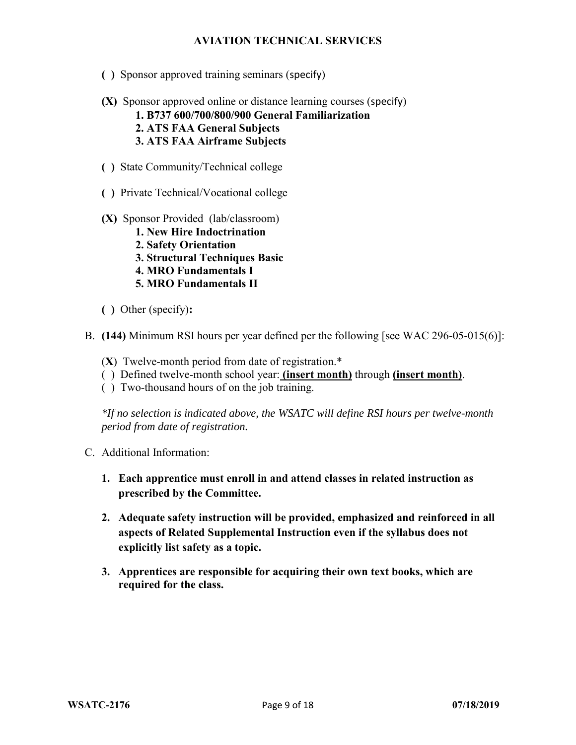**( )** Sponsor approved training seminars (specify)

**(X)** Sponsor approved online or distance learning courses (specify)

- **1. B737 600/700/800/900 General Familiarization**
- **2. ATS FAA General Subjects**
- **3. ATS FAA Airframe Subjects**

**( )** State Community/Technical college

**( )** Private Technical/Vocational college

**(X)** Sponsor Provided (lab/classroom)

- **1. New Hire Indoctrination**
- **2. Safety Orientation**
- **3. Structural Techniques Basic**
- **4. MRO Fundamentals I**
- **5. MRO Fundamentals II**

**( )** Other (specify)**:**

B. **(144)** Minimum RSI hours per year defined per the following [see WAC 296-05-015(6)]:

(**X**) Twelve-month period from date of registration.*
( ) Defined twelve-month school year: **(insert month)** through **(insert month)**.
( ) Two-thousand hours of on the job training.

*\*If no selection is indicated above, the WSATC will define RSI hours per twelve-month period from date of registration.*

C. Additional Information:

1. **Each apprentice must enroll in and attend classes in related instruction as prescribed by the Committee.**

2. **Adequate safety instruction will be provided, emphasized and reinforced in all aspects of Related Supplemental Instruction even if the syllabus does not explicitly list safety as a topic.**

3. **Apprentices are responsible for acquiring their own text books, which are required for the class.**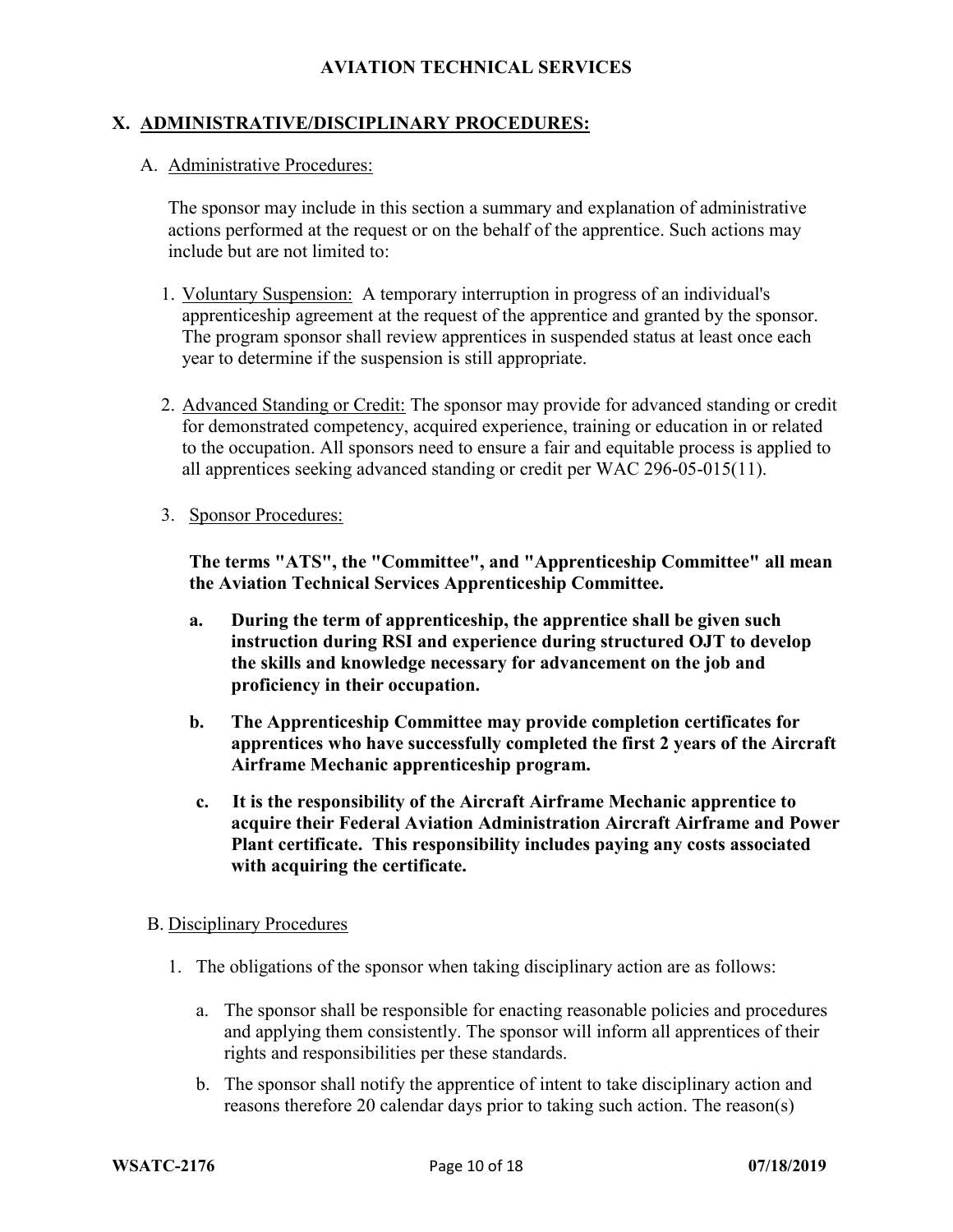## X. ADMINISTRATIVE/DISCIPLINARY PROCEDURES:

### A. Administrative Procedures:

The sponsor may include in this section a summary and explanation of administrative actions performed at the request or on the behalf of the apprentice. Such actions may include but are not limited to:

1. Voluntary Suspension: A temporary interruption in progress of an individual's apprenticeship agreement at the request of the apprentice and granted by the sponsor. The program sponsor shall review apprentices in suspended status at least once each year to determine if the suspension is still appropriate.

2. Advanced Standing or Credit: The sponsor may provide for advanced standing or credit for demonstrated competency, acquired experience, training or education in or related to the occupation. All sponsors need to ensure a fair and equitable process is applied to all apprentices seeking advanced standing or credit per WAC 296-05-015(11).

3. Sponsor Procedures:

   **The terms "ATS", the "Committee", and "Apprenticeship Committee" all mean the Aviation Technical Services Apprenticeship Committee.**

   a. **During the term of apprenticeship, the apprentice shall be given such instruction during RSI and experience during structured OJT to develop the skills and knowledge necessary for advancement on the job and proficiency in their occupation.**

   b. **The Apprenticeship Committee may provide completion certificates for apprentices who have successfully completed the first 2 years of the Aircraft Airframe Mechanic apprenticeship program.**

   c. **It is the responsibility of the Aircraft Airframe Mechanic apprentice to acquire their Federal Aviation Administration Aircraft Airframe and Power Plant certificate. This responsibility includes paying any costs associated with acquiring the certificate.**

### B. Disciplinary Procedures

1. The obligations of the sponsor when taking disciplinary action are as follows:

   a. The sponsor shall be responsible for enacting reasonable policies and procedures and applying them consistently. The sponsor will inform all apprentices of their rights and responsibilities per these standards.

   b. The sponsor shall notify the apprentice of intent to take disciplinary action and reasons therefore 20 calendar days prior to taking such action. The reason(s)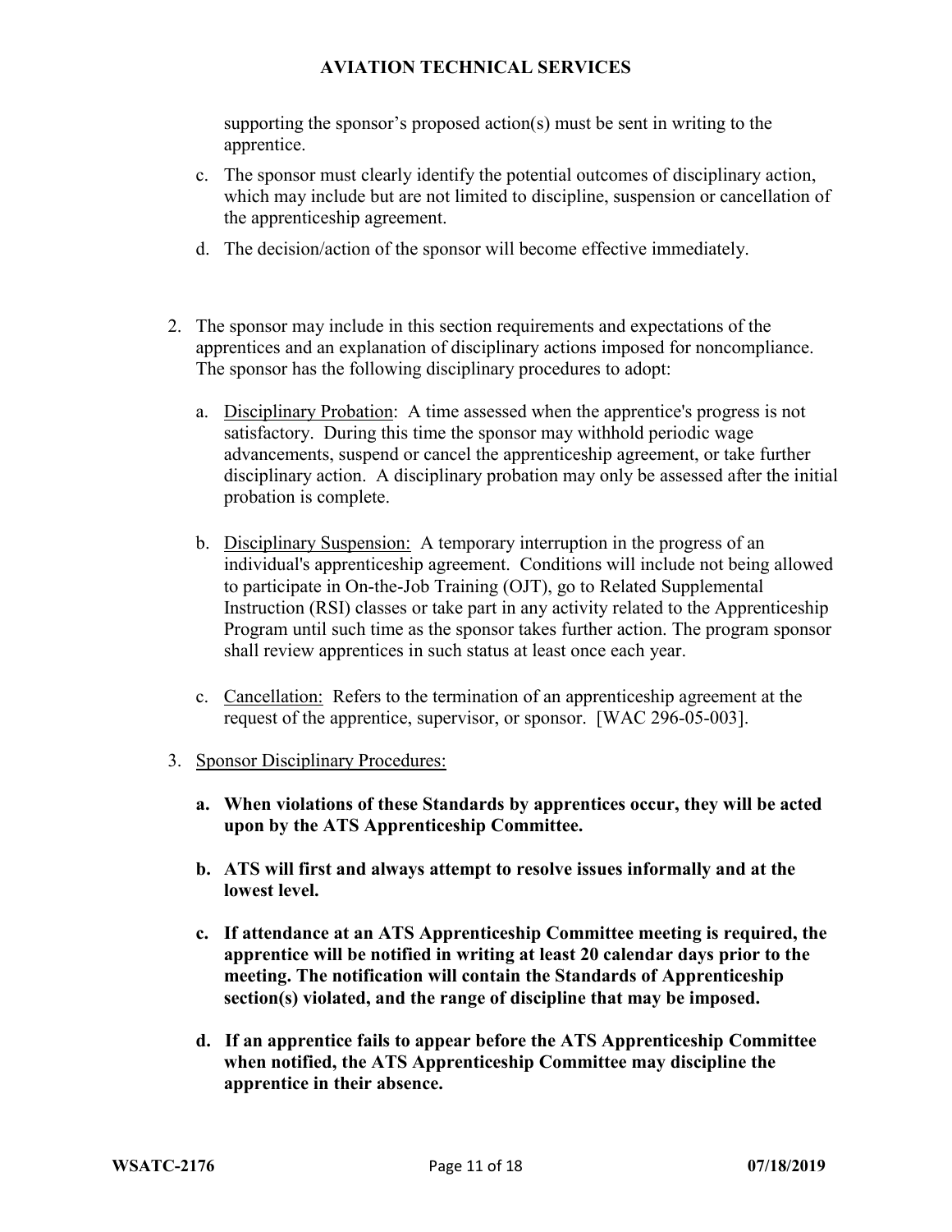supporting the sponsor's proposed action(s) must be sent in writing to the apprentice.

c. The sponsor must clearly identify the potential outcomes of disciplinary action, which may include but are not limited to discipline, suspension or cancellation of the apprenticeship agreement.

d. The decision/action of the sponsor will become effective immediately.

2. The sponsor may include in this section requirements and expectations of the apprentices and an explanation of disciplinary actions imposed for noncompliance. The sponsor has the following disciplinary procedures to adopt:

   a. <u>Disciplinary Probation</u>: A time assessed when the apprentice's progress is not satisfactory. During this time the sponsor may withhold periodic wage advancements, suspend or cancel the apprenticeship agreement, or take further disciplinary action. A disciplinary probation may only be assessed after the initial probation is complete.

   b. <u>Disciplinary Suspension:</u> A temporary interruption in the progress of an individual's apprenticeship agreement. Conditions will include not being allowed to participate in On-the-Job Training (OJT), go to Related Supplemental Instruction (RSI) classes or take part in any activity related to the Apprenticeship Program until such time as the sponsor takes further action. The program sponsor shall review apprentices in such status at least once each year.

   c. <u>Cancellation:</u> Refers to the termination of an apprenticeship agreement at the request of the apprentice, supervisor, or sponsor. [WAC 296-05-003].

3. <u>Sponsor Disciplinary Procedures:</u>

   **a. When violations of these Standards by apprentices occur, they will be acted upon by the ATS Apprenticeship Committee.**

   **b. ATS will first and always attempt to resolve issues informally and at the lowest level.**

   **c. If attendance at an ATS Apprenticeship Committee meeting is required, the apprentice will be notified in writing at least 20 calendar days prior to the meeting. The notification will contain the Standards of Apprenticeship section(s) violated, and the range of discipline that may be imposed.**

   **d. If an apprentice fails to appear before the ATS Apprenticeship Committee when notified, the ATS Apprenticeship Committee may discipline the apprentice in their absence.**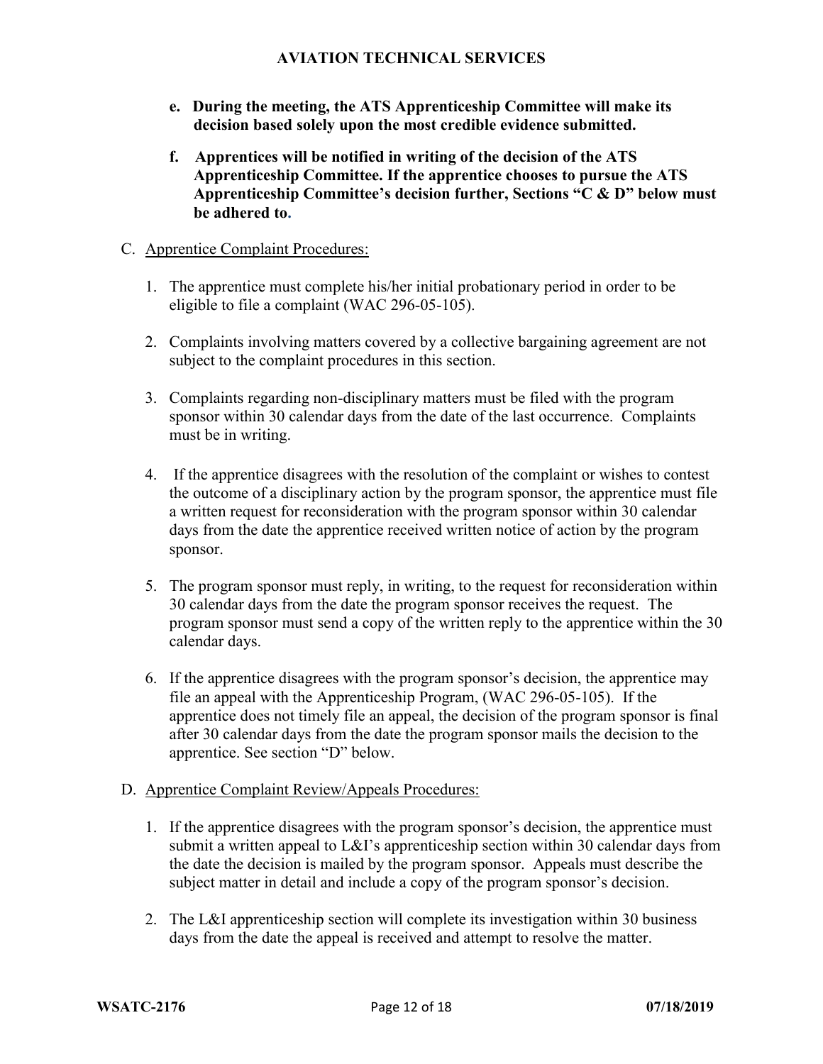**e. During the meeting, the ATS Apprenticeship Committee will make its decision based solely upon the most credible evidence submitted.**

**f. Apprentices will be notified in writing of the decision of the ATS Apprenticeship Committee. If the apprentice chooses to pursue the ATS Apprenticeship Committee's decision further, Sections "C & D" below must be adhered to.**

C. Apprentice Complaint Procedures:

1. The apprentice must complete his/her initial probationary period in order to be eligible to file a complaint (WAC 296-05-105).

2. Complaints involving matters covered by a collective bargaining agreement are not subject to the complaint procedures in this section.

3. Complaints regarding non-disciplinary matters must be filed with the program sponsor within 30 calendar days from the date of the last occurrence. Complaints must be in writing.

4. If the apprentice disagrees with the resolution of the complaint or wishes to contest the outcome of a disciplinary action by the program sponsor, the apprentice must file a written request for reconsideration with the program sponsor within 30 calendar days from the date the apprentice received written notice of action by the program sponsor.

5. The program sponsor must reply, in writing, to the request for reconsideration within 30 calendar days from the date the program sponsor receives the request. The program sponsor must send a copy of the written reply to the apprentice within the 30 calendar days.

6. If the apprentice disagrees with the program sponsor's decision, the apprentice may file an appeal with the Apprenticeship Program, (WAC 296-05-105). If the apprentice does not timely file an appeal, the decision of the program sponsor is final after 30 calendar days from the date the program sponsor mails the decision to the apprentice. See section "D" below.

D. Apprentice Complaint Review/Appeals Procedures:

1. If the apprentice disagrees with the program sponsor's decision, the apprentice must submit a written appeal to L&I's apprenticeship section within 30 calendar days from the date the decision is mailed by the program sponsor. Appeals must describe the subject matter in detail and include a copy of the program sponsor's decision.

2. The L&I apprenticeship section will complete its investigation within 30 business days from the date the appeal is received and attempt to resolve the matter.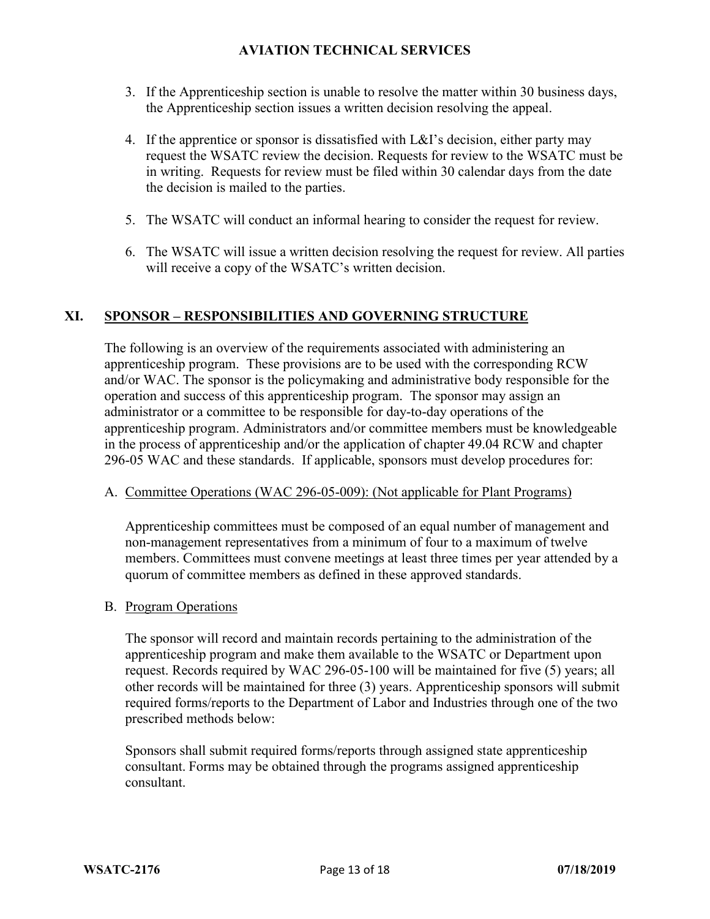3. If the Apprenticeship section is unable to resolve the matter within 30 business days, the Apprenticeship section issues a written decision resolving the appeal.

4. If the apprentice or sponsor is dissatisfied with L&I's decision, either party may request the WSATC review the decision. Requests for review to the WSATC must be in writing. Requests for review must be filed within 30 calendar days from the date the decision is mailed to the parties.

5. The WSATC will conduct an informal hearing to consider the request for review.

6. The WSATC will issue a written decision resolving the request for review. All parties will receive a copy of the WSATC's written decision.

## XI. SPONSOR – RESPONSIBILITIES AND GOVERNING STRUCTURE

The following is an overview of the requirements associated with administering an apprenticeship program. These provisions are to be used with the corresponding RCW and/or WAC. The sponsor is the policymaking and administrative body responsible for the operation and success of this apprenticeship program. The sponsor may assign an administrator or a committee to be responsible for day-to-day operations of the apprenticeship program. Administrators and/or committee members must be knowledgeable in the process of apprenticeship and/or the application of chapter 49.04 RCW and chapter 296-05 WAC and these standards. If applicable, sponsors must develop procedures for:

### A. Committee Operations (WAC 296-05-009): (Not applicable for Plant Programs)

Apprenticeship committees must be composed of an equal number of management and non-management representatives from a minimum of four to a maximum of twelve members. Committees must convene meetings at least three times per year attended by a quorum of committee members as defined in these approved standards.

### B. Program Operations

The sponsor will record and maintain records pertaining to the administration of the apprenticeship program and make them available to the WSATC or Department upon request. Records required by WAC 296-05-100 will be maintained for five (5) years; all other records will be maintained for three (3) years. Apprenticeship sponsors will submit required forms/reports to the Department of Labor and Industries through one of the two prescribed methods below:

Sponsors shall submit required forms/reports through assigned state apprenticeship consultant. Forms may be obtained through the programs assigned apprenticeship consultant.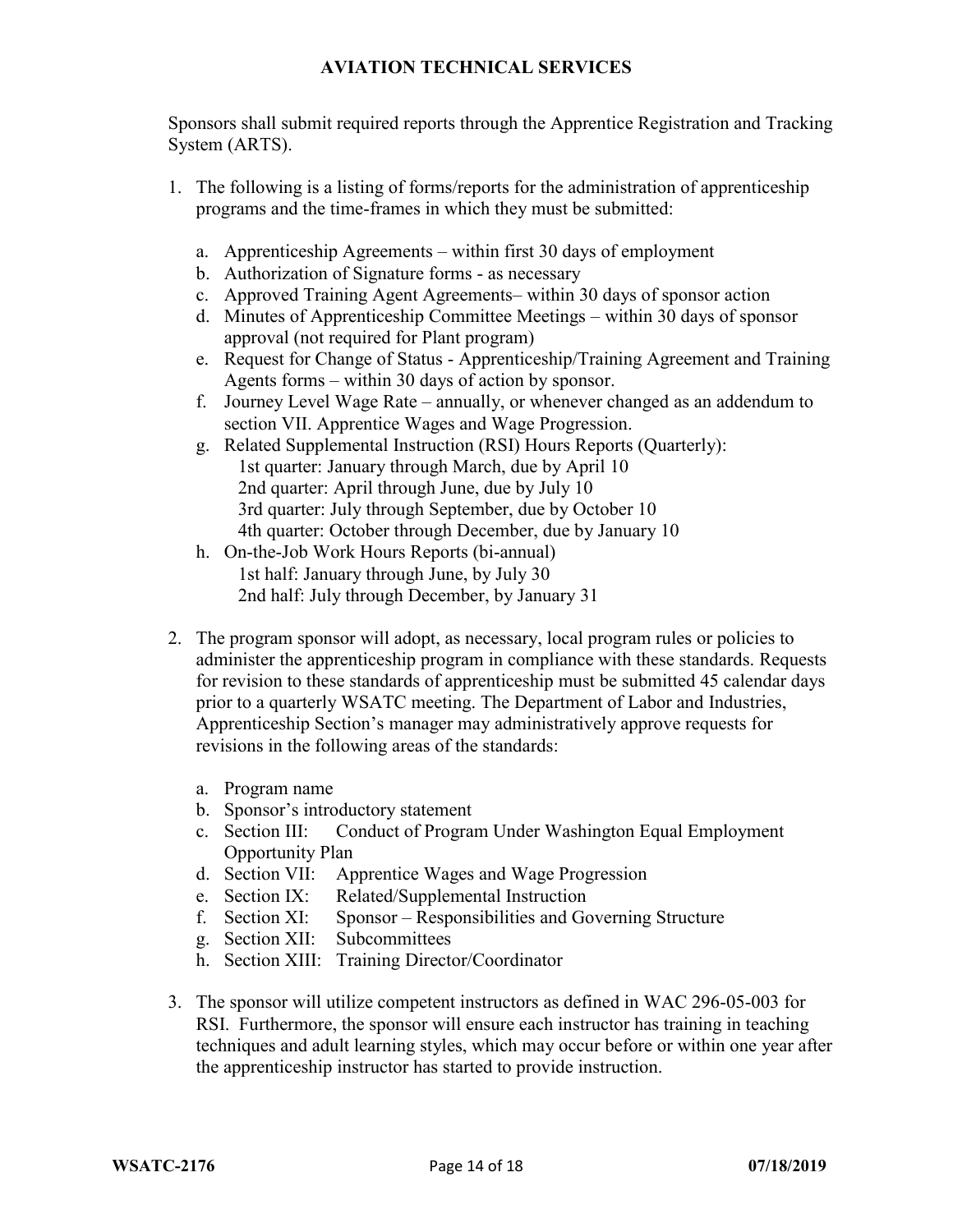Sponsors shall submit required reports through the Apprentice Registration and Tracking System (ARTS).

1. The following is a listing of forms/reports for the administration of apprenticeship programs and the time-frames in which they must be submitted:

   a. Apprenticeship Agreements – within first 30 days of employment
   b. Authorization of Signature forms - as necessary
   c. Approved Training Agent Agreements– within 30 days of sponsor action
   d. Minutes of Apprenticeship Committee Meetings – within 30 days of sponsor approval (not required for Plant program)
   e. Request for Change of Status - Apprenticeship/Training Agreement and Training Agents forms – within 30 days of action by sponsor.
   f. Journey Level Wage Rate – annually, or whenever changed as an addendum to section VII. Apprentice Wages and Wage Progression.
   g. Related Supplemental Instruction (RSI) Hours Reports (Quarterly):
      1st quarter: January through March, due by April 10
      2nd quarter: April through June, due by July 10
      3rd quarter: July through September, due by October 10
      4th quarter: October through December, due by January 10
   h. On-the-Job Work Hours Reports (bi-annual)
      1st half: January through June, by July 30
      2nd half: July through December, by January 31

2. The program sponsor will adopt, as necessary, local program rules or policies to administer the apprenticeship program in compliance with these standards. Requests for revision to these standards of apprenticeship must be submitted 45 calendar days prior to a quarterly WSATC meeting. The Department of Labor and Industries, Apprenticeship Section's manager may administratively approve requests for revisions in the following areas of the standards:

   a. Program name
   b. Sponsor's introductory statement
   c. Section III: Conduct of Program Under Washington Equal Employment Opportunity Plan
   d. Section VII: Apprentice Wages and Wage Progression
   e. Section IX: Related/Supplemental Instruction
   f. Section XI: Sponsor – Responsibilities and Governing Structure
   g. Section XII: Subcommittees
   h. Section XIII: Training Director/Coordinator

3. The sponsor will utilize competent instructors as defined in WAC 296-05-003 for RSI. Furthermore, the sponsor will ensure each instructor has training in teaching techniques and adult learning styles, which may occur before or within one year after the apprenticeship instructor has started to provide instruction.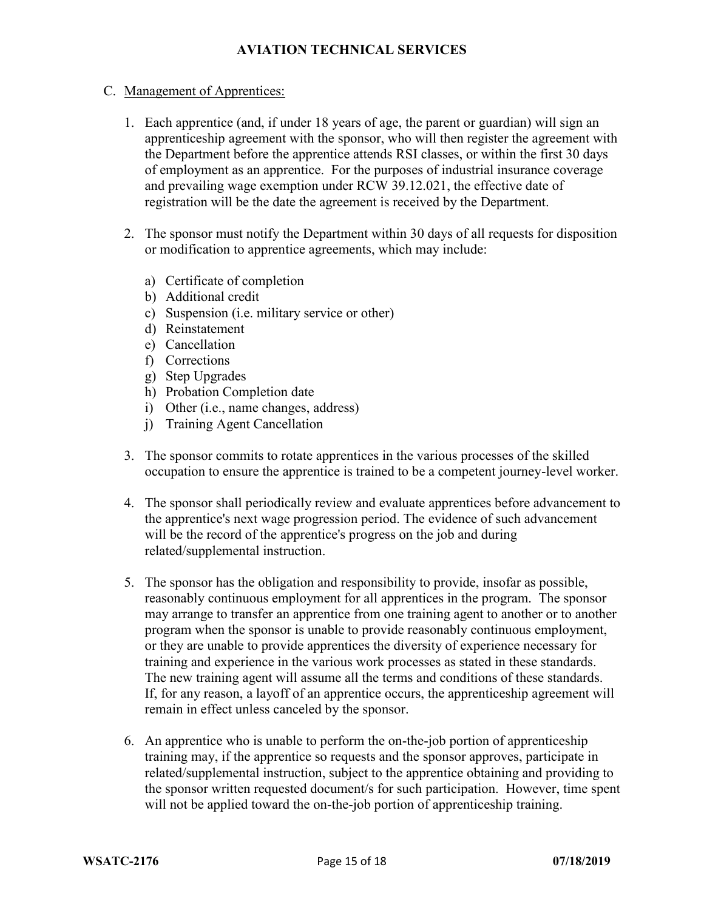C. Management of Apprentices:

1. Each apprentice (and, if under 18 years of age, the parent or guardian) will sign an apprenticeship agreement with the sponsor, who will then register the agreement with the Department before the apprentice attends RSI classes, or within the first 30 days of employment as an apprentice. For the purposes of industrial insurance coverage and prevailing wage exemption under RCW 39.12.021, the effective date of registration will be the date the agreement is received by the Department.

2. The sponsor must notify the Department within 30 days of all requests for disposition or modification to apprentice agreements, which may include:

   a) Certificate of completion
   b) Additional credit
   c) Suspension (i.e. military service or other)
   d) Reinstatement
   e) Cancellation
   f) Corrections
   g) Step Upgrades
   h) Probation Completion date
   i) Other (i.e., name changes, address)
   j) Training Agent Cancellation

3. The sponsor commits to rotate apprentices in the various processes of the skilled occupation to ensure the apprentice is trained to be a competent journey-level worker.

4. The sponsor shall periodically review and evaluate apprentices before advancement to the apprentice's next wage progression period. The evidence of such advancement will be the record of the apprentice's progress on the job and during related/supplemental instruction.

5. The sponsor has the obligation and responsibility to provide, insofar as possible, reasonably continuous employment for all apprentices in the program. The sponsor may arrange to transfer an apprentice from one training agent to another or to another program when the sponsor is unable to provide reasonably continuous employment, or they are unable to provide apprentices the diversity of experience necessary for training and experience in the various work processes as stated in these standards. The new training agent will assume all the terms and conditions of these standards. If, for any reason, a layoff of an apprentice occurs, the apprenticeship agreement will remain in effect unless canceled by the sponsor.

6. An apprentice who is unable to perform the on-the-job portion of apprenticeship training may, if the apprentice so requests and the sponsor approves, participate in related/supplemental instruction, subject to the apprentice obtaining and providing to the sponsor written requested document/s for such participation. However, time spent will not be applied toward the on-the-job portion of apprenticeship training.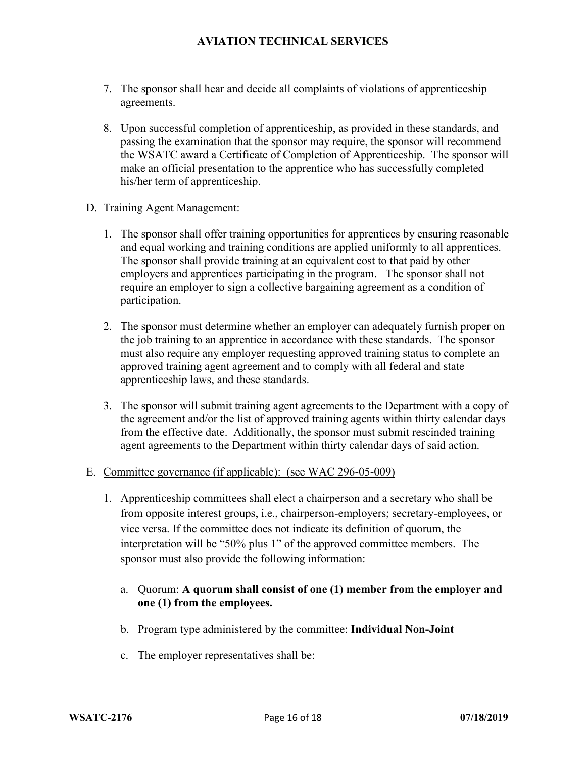7. The sponsor shall hear and decide all complaints of violations of apprenticeship agreements.

8. Upon successful completion of apprenticeship, as provided in these standards, and passing the examination that the sponsor may require, the sponsor will recommend the WSATC award a Certificate of Completion of Apprenticeship. The sponsor will make an official presentation to the apprentice who has successfully completed his/her term of apprenticeship.

D. Training Agent Management:

1. The sponsor shall offer training opportunities for apprentices by ensuring reasonable and equal working and training conditions are applied uniformly to all apprentices. The sponsor shall provide training at an equivalent cost to that paid by other employers and apprentices participating in the program. The sponsor shall not require an employer to sign a collective bargaining agreement as a condition of participation.

2. The sponsor must determine whether an employer can adequately furnish proper on the job training to an apprentice in accordance with these standards. The sponsor must also require any employer requesting approved training status to complete an approved training agent agreement and to comply with all federal and state apprenticeship laws, and these standards.

3. The sponsor will submit training agent agreements to the Department with a copy of the agreement and/or the list of approved training agents within thirty calendar days from the effective date. Additionally, the sponsor must submit rescinded training agent agreements to the Department within thirty calendar days of said action.

E. Committee governance (if applicable): (see WAC 296-05-009)

1. Apprenticeship committees shall elect a chairperson and a secretary who shall be from opposite interest groups, i.e., chairperson-employers; secretary-employees, or vice versa. If the committee does not indicate its definition of quorum, the interpretation will be "50% plus 1" of the approved committee members. The sponsor must also provide the following information:

   a. Quorum: **A quorum shall consist of one (1) member from the employer and one (1) from the employees.**

   b. Program type administered by the committee: **Individual Non-Joint**

   c. The employer representatives shall be: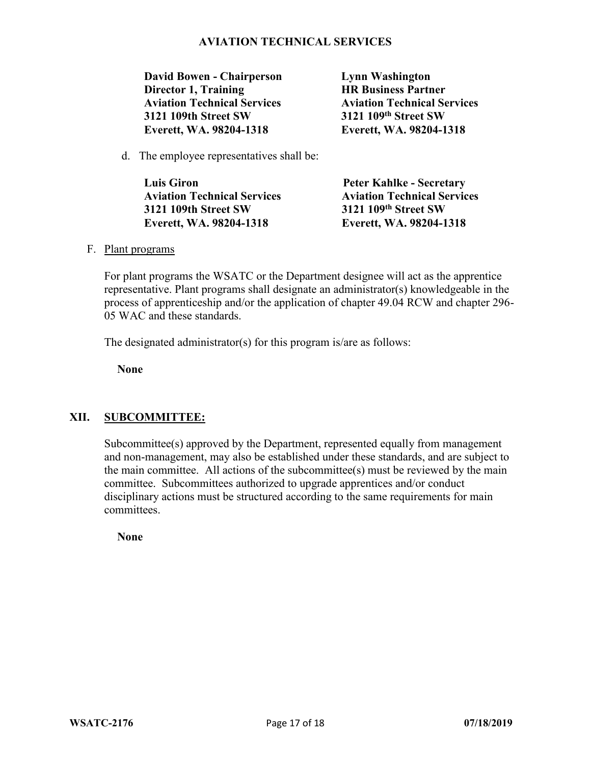**AVIATION TECHNICAL SERVICES**

| | |
|---|---|
| **David Bowen - Chairperson** | **Lynn Washington** |
| **Director 1, Training** | **HR Business Partner** |
| **Aviation Technical Services** | **Aviation Technical Services** |
| **3121 109th Street SW** | **3121 109th Street SW** |
| **Everett, WA. 98204-1318** | **Everett, WA. 98204-1318** |

d. The employee representatives shall be:

| | |
|---|---|
| **Luis Giron** | **Peter Kahlke - Secretary** |
| **Aviation Technical Services** | **Aviation Technical Services** |
| **3121 109th Street SW** | **3121 109th Street SW** |
| **Everett, WA. 98204-1318** | **Everett, WA. 98204-1318** |

F. Plant programs

For plant programs the WSATC or the Department designee will act as the apprentice representative. Plant programs shall designate an administrator(s) knowledgeable in the process of apprenticeship and/or the application of chapter 49.04 RCW and chapter 296-05 WAC and these standards.

The designated administrator(s) for this program is/are as follows:

**None**

## XII. SUBCOMMITTEE:

Subcommittee(s) approved by the Department, represented equally from management and non-management, may also be established under these standards, and are subject to the main committee. All actions of the subcommittee(s) must be reviewed by the main committee. Subcommittees authorized to upgrade apprentices and/or conduct disciplinary actions must be structured according to the same requirements for main committees.

**None**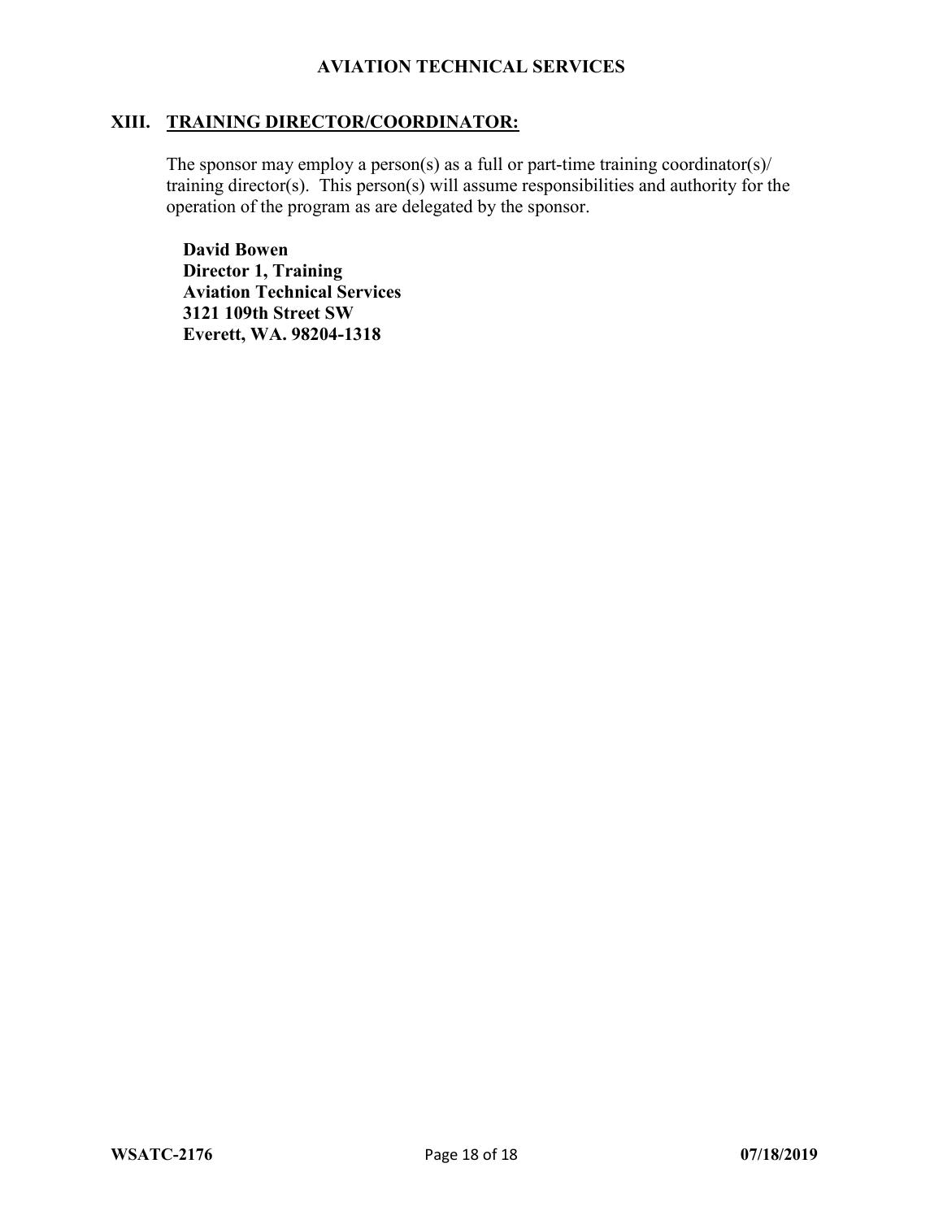## XIII. TRAINING DIRECTOR/COORDINATOR:

The sponsor may employ a person(s) as a full or part-time training coordinator(s)/ training director(s). This person(s) will assume responsibilities and authority for the operation of the program as are delegated by the sponsor.

**David Bowen**
**Director 1, Training**
**Aviation Technical Services**
**3121 109th Street SW**
**Everett, WA. 98204-1318**